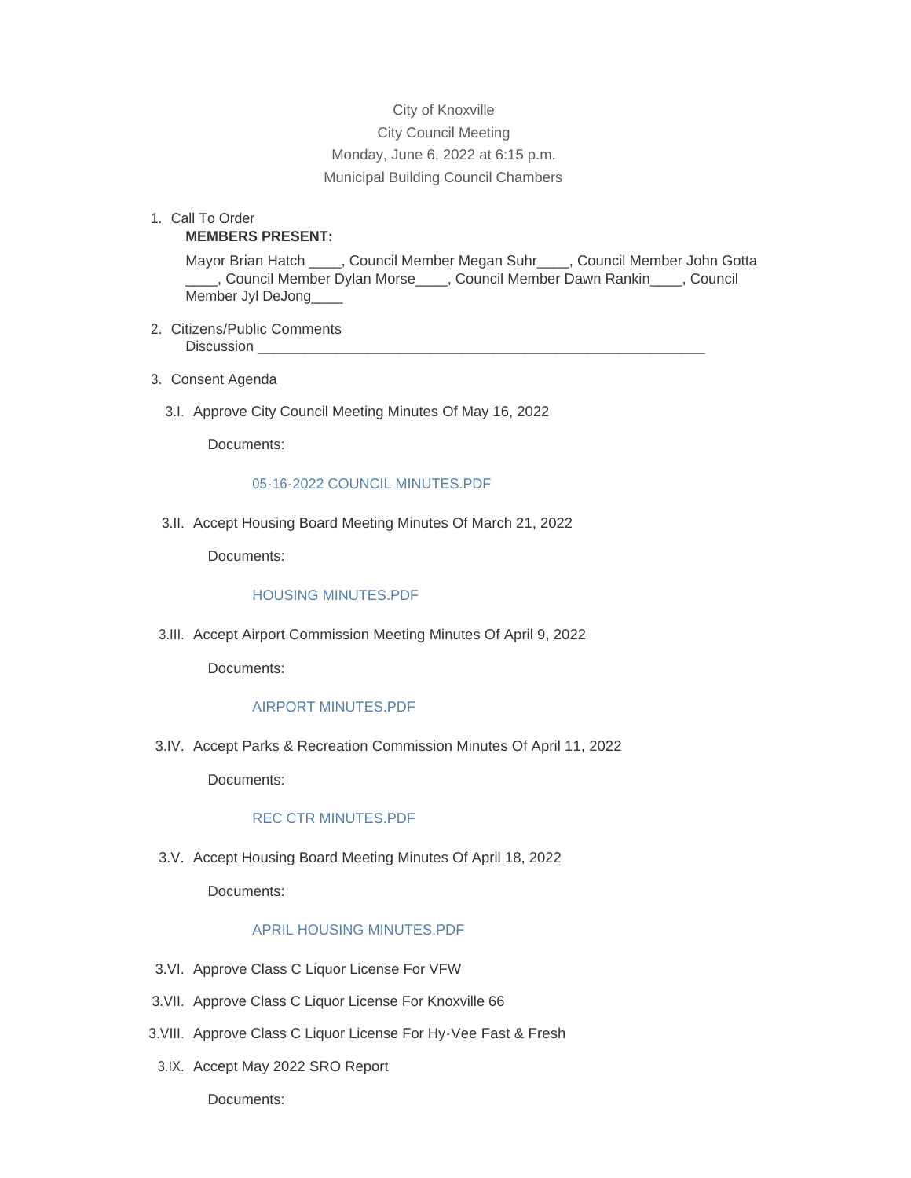City of Knoxville

City Council Meeting

Monday, June 6, 2022 at 6:15 p.m.

Municipal Building Council Chambers

1. Call To Order

   **MEMBERS PRESENT:**

   Mayor Brian Hatch ____, Council Member Megan Suhr____, Council Member John Gotta ____, Council Member Dylan Morse____, Council Member Dawn Rankin____, Council Member Jyl DeJong____

2. Citizens/Public Comments

   Discussion ___________________________________________________________

3. Consent Agenda

   3.I. Approve City Council Meeting Minutes Of May 16, 2022

   Documents:

   05-16-2022 COUNCIL MINUTES.PDF

   3.II. Accept Housing Board Meeting Minutes Of March 21, 2022

   Documents:

   HOUSING MINUTES.PDF

   3.III. Accept Airport Commission Meeting Minutes Of April 9, 2022

   Documents:

   AIRPORT MINUTES.PDF

   3.IV. Accept Parks & Recreation Commission Minutes Of April 11, 2022

   Documents:

   REC CTR MINUTES.PDF

   3.V. Accept Housing Board Meeting Minutes Of April 18, 2022

   Documents:

   APRIL HOUSING MINUTES.PDF

   3.VI. Approve Class C Liquor License For VFW

   3.VII. Approve Class C Liquor License For Knoxville 66

   3.VIII. Approve Class C Liquor License For Hy-Vee Fast & Fresh

   3.IX. Accept May 2022 SRO Report

   Documents: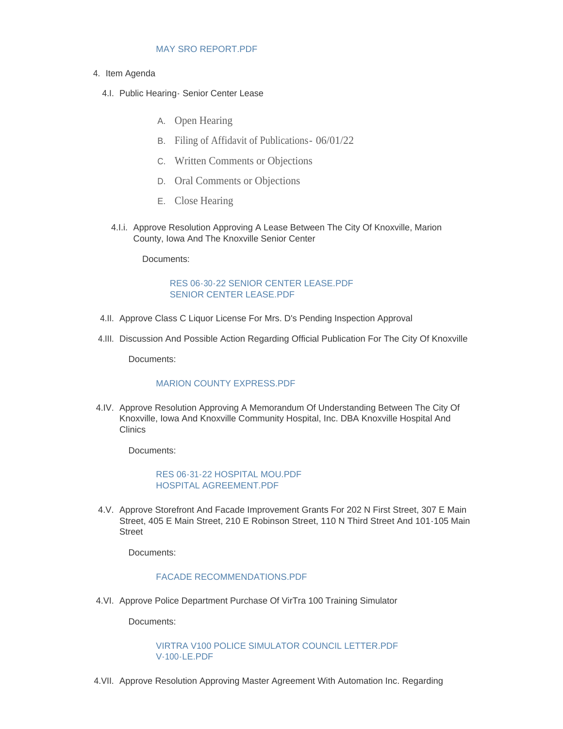MAY SRO REPORT.PDF

4. Item Agenda

4.I. Public Hearing- Senior Center Lease

A. Open Hearing

B. Filing of Affidavit of Publications- 06/01/22

C. Written Comments or Objections

D. Oral Comments or Objections

E. Close Hearing

4.I.i. Approve Resolution Approving A Lease Between The City Of Knoxville, Marion County, Iowa And The Knoxville Senior Center

Documents:

RES 06-30-22 SENIOR CENTER LEASE.PDF
SENIOR CENTER LEASE.PDF

4.II. Approve Class C Liquor License For Mrs. D's Pending Inspection Approval

4.III. Discussion And Possible Action Regarding Official Publication For The City Of Knoxville

Documents:

MARION COUNTY EXPRESS.PDF

4.IV. Approve Resolution Approving A Memorandum Of Understanding Between The City Of Knoxville, Iowa And Knoxville Community Hospital, Inc. DBA Knoxville Hospital And Clinics

Documents:

RES 06-31-22 HOSPITAL MOU.PDF
HOSPITAL AGREEMENT.PDF

4.V. Approve Storefront And Facade Improvement Grants For 202 N First Street, 307 E Main Street, 405 E Main Street, 210 E Robinson Street, 110 N Third Street And 101-105 Main Street

Documents:

FACADE RECOMMENDATIONS.PDF

4.VI. Approve Police Department Purchase Of VirTra 100 Training Simulator

Documents:

VIRTRA V100 POLICE SIMULATOR COUNCIL LETTER.PDF
V-100-LE.PDF

4.VII. Approve Resolution Approving Master Agreement With Automation Inc. Regarding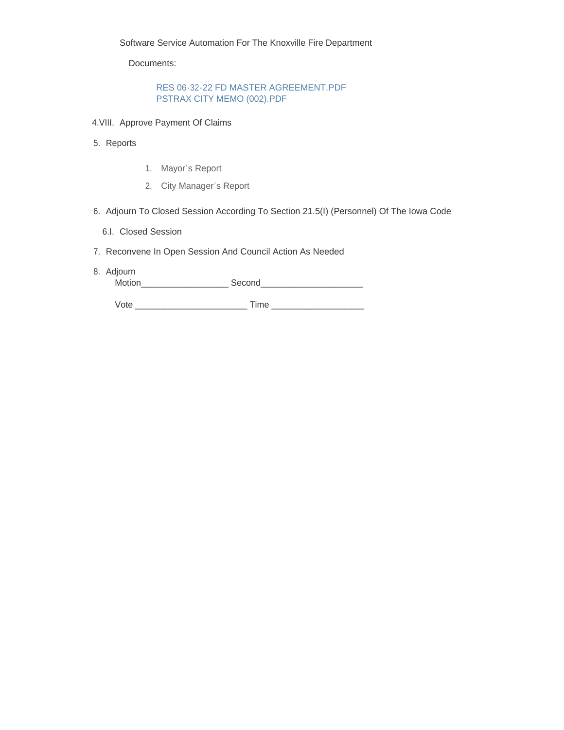Software Service Automation For The Knoxville Fire Department

Documents:

RES 06-32-22 FD MASTER AGREEMENT.PDF
PSTRAX CITY MEMO (002).PDF

4.VIII. Approve Payment Of Claims

5. Reports

   1. Mayor's Report
   2. City Manager's Report

6. Adjourn To Closed Session According To Section 21.5(I) (Personnel) Of The Iowa Code

   6.I. Closed Session

7. Reconvene In Open Session And Council Action As Needed

8. Adjourn

   Motion__________________ Second____________________

   Vote ______________________ Time __________________